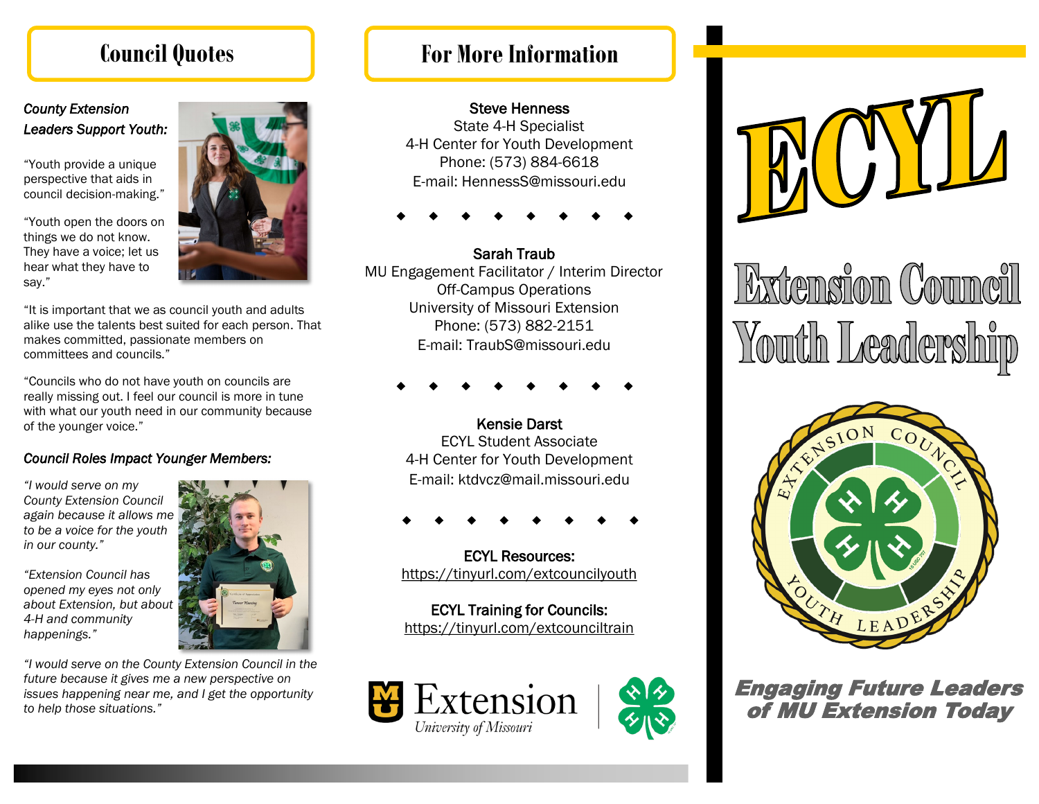## Council Quotes

***County Extension Leaders Support Youth:***

"Youth provide a unique perspective that aids in council decision-making."

"Youth open the doors on things we do not know. They have a voice; let us hear what they have to say."

"It is important that we as council youth and adults alike use the talents best suited for each person. That makes committed, passionate members on committees and councils."

"Councils who do not have youth on councils are really missing out. I feel our council is more in tune with what our youth need in our community because of the younger voice."

***Council Roles Impact Younger Members:***

*"I would serve on my County Extension Council again because it allows me to be a voice for the youth in our county."*

*"Extension Council has opened my eyes not only about Extension, but about 4-H and community happenings."*

*"I would serve on the County Extension Council in the future because it gives me a new perspective on issues happening near me, and I get the opportunity to help those situations."*

## For More Information

**Steve Henness**
State 4-H Specialist
4-H Center for Youth Development
Phone: (573) 884-6618
E-mail: HennessS@missouri.edu

◆ ◆ ◆ ◆ ◆ ◆ ◆ ◆

**Sarah Traub**
MU Engagement Facilitator / Interim Director
Off-Campus Operations
University of Missouri Extension
Phone: (573) 882-2151
E-mail: TraubS@missouri.edu

◆ ◆ ◆ ◆ ◆ ◆ ◆ ◆

**Kensie Darst**
ECYL Student Associate
4-H Center for Youth Development
E-mail: ktdvcz@mail.missouri.edu

◆ ◆ ◆ ◆ ◆ ◆ ◆ ◆

**ECYL Resources:**
https://tinyurl.com/extcounciIyouth

**ECYL Training for Councils:**
https://tinyurl.com/extcounciltrain

Extension
University of Missouri

# ECYL

## Extension Council Youth Leadership

EXTENSION COUNCIL YOUTH LEADERSHIP

***Engaging Future Leaders of MU Extension Today***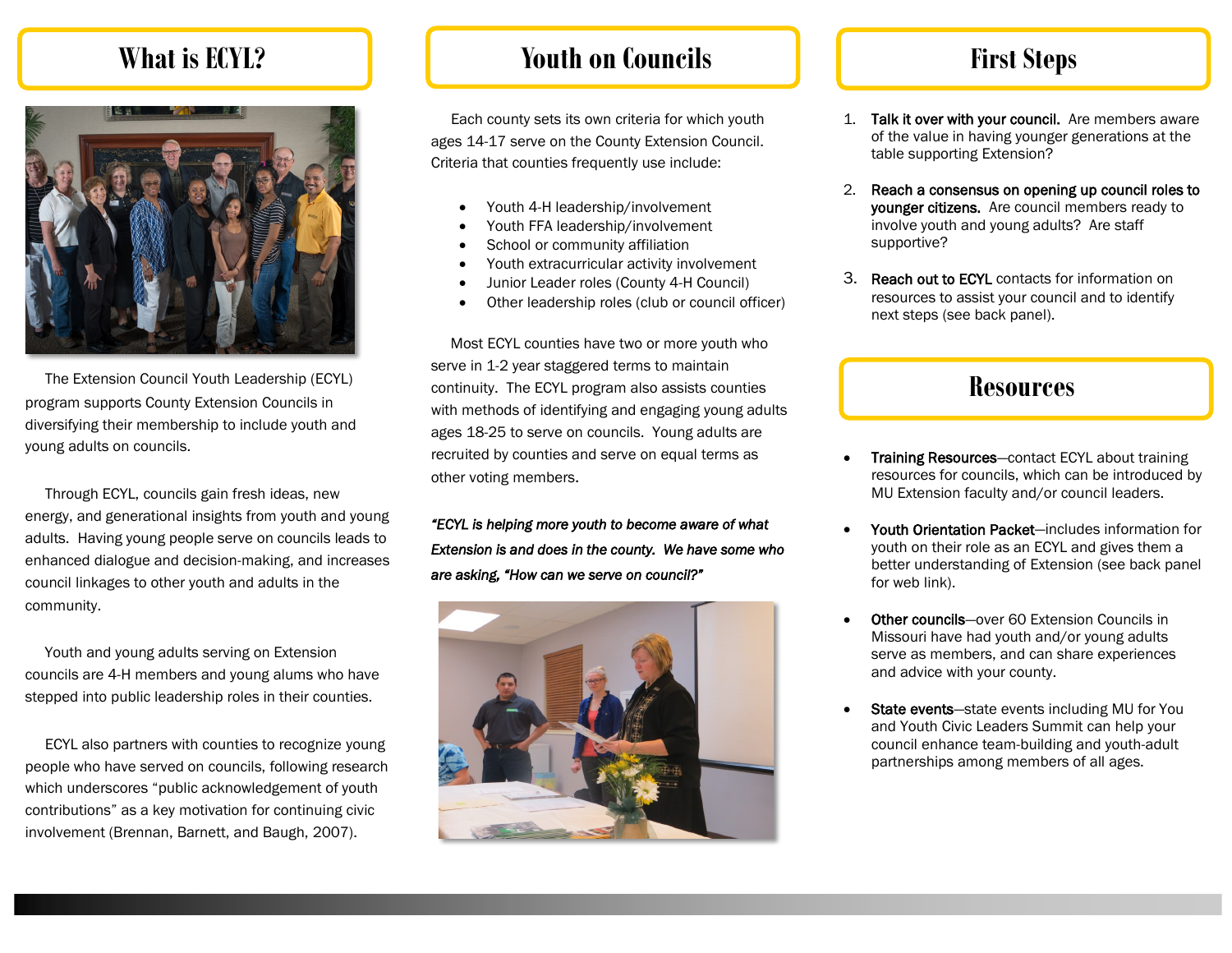## What is ECYL?

The Extension Council Youth Leadership (ECYL) program supports County Extension Councils in diversifying their membership to include youth and young adults on councils.

Through ECYL, councils gain fresh ideas, new energy, and generational insights from youth and young adults. Having young people serve on councils leads to enhanced dialogue and decision-making, and increases council linkages to other youth and adults in the community.

Youth and young adults serving on Extension councils are 4-H members and young alums who have stepped into public leadership roles in their counties.

ECYL also partners with counties to recognize young people who have served on councils, following research which underscores "public acknowledgement of youth contributions" as a key motivation for continuing civic involvement (Brennan, Barnett, and Baugh, 2007).

## Youth on Councils

Each county sets its own criteria for which youth ages 14-17 serve on the County Extension Council. Criteria that counties frequently use include:

- Youth 4-H leadership/involvement
- Youth FFA leadership/involvement
- School or community affiliation
- Youth extracurricular activity involvement
- Junior Leader roles (County 4-H Council)
- Other leadership roles (club or council officer)

Most ECYL counties have two or more youth who serve in 1-2 year staggered terms to maintain continuity. The ECYL program also assists counties with methods of identifying and engaging young adults ages 18-25 to serve on councils. Young adults are recruited by counties and serve on equal terms as other voting members.

***"ECYL is helping more youth to become aware of what Extension is and does in the county. We have some who are asking, "How can we serve on council?"***

## First Steps

1. **Talk it over with your council.** Are members aware of the value in having younger generations at the table supporting Extension?

2. **Reach a consensus on opening up council roles to younger citizens.** Are council members ready to involve youth and young adults? Are staff supportive?

3. **Reach out to ECYL** contacts for information on resources to assist your council and to identify next steps (see back panel).

## Resources

- **Training Resources**—contact ECYL about training resources for councils, which can be introduced by MU Extension faculty and/or council leaders.

- **Youth Orientation Packet**—includes information for youth on their role as an ECYL and gives them a better understanding of Extension (see back panel for web link).

- **Other councils**—over 60 Extension Councils in Missouri have had youth and/or young adults serve as members, and can share experiences and advice with your county.

- **State events**—state events including MU for You and Youth Civic Leaders Summit can help your council enhance team-building and youth-adult partnerships among members of all ages.